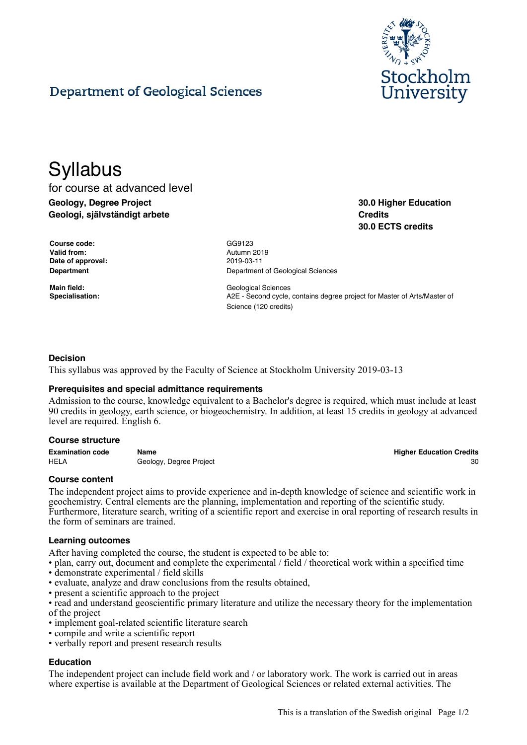## Department of Geological Sciences

# Syllabus

for course at advanced level

**Geology, Degree Project**
**Geologi, självständigt arbete**

**30.0 Higher Education Credits**
**30.0 ECTS credits**

| | |
|---|---|
| **Course code:** | GG9123 |
| **Valid from:** | Autumn 2019 |
| **Date of approval:** | 2019-03-11 |
| **Department** | Department of Geological Sciences |
| **Main field:** | Geological Sciences |
| **Specialisation:** | A2E - Second cycle, contains degree project for Master of Arts/Master of Science (120 credits) |

### Decision

This syllabus was approved by the Faculty of Science at Stockholm University 2019-03-13

### Prerequisites and special admittance requirements

Admission to the course, knowledge equivalent to a Bachelor's degree is required, which must include at least 90 credits in geology, earth science, or biogeochemistry. In addition, at least 15 credits in geology at advanced level are required. English 6.

### Course structure

| Examination code | Name | Higher Education Credits |
|---|---|---|
| HELA | Geology, Degree Project | 30 |

### Course content

The independent project aims to provide experience and in-depth knowledge of science and scientific work in geochemistry. Central elements are the planning, implementation and reporting of the scientific study. Furthermore, literature search, writing of a scientific report and exercise in oral reporting of research results in the form of seminars are trained.

### Learning outcomes

After having completed the course, the student is expected to be able to:

- plan, carry out, document and complete the experimental / field / theoretical work within a specified time
- demonstrate experimental / field skills
- evaluate, analyze and draw conclusions from the results obtained,
- present a scientific approach to the project
- read and understand geoscientific primary literature and utilize the necessary theory for the implementation of the project
- implement goal-related scientific literature search
- compile and write a scientific report
- verbally report and present research results

### Education

The independent project can include field work and / or laboratory work. The work is carried out in areas where expertise is available at the Department of Geological Sciences or related external activities. The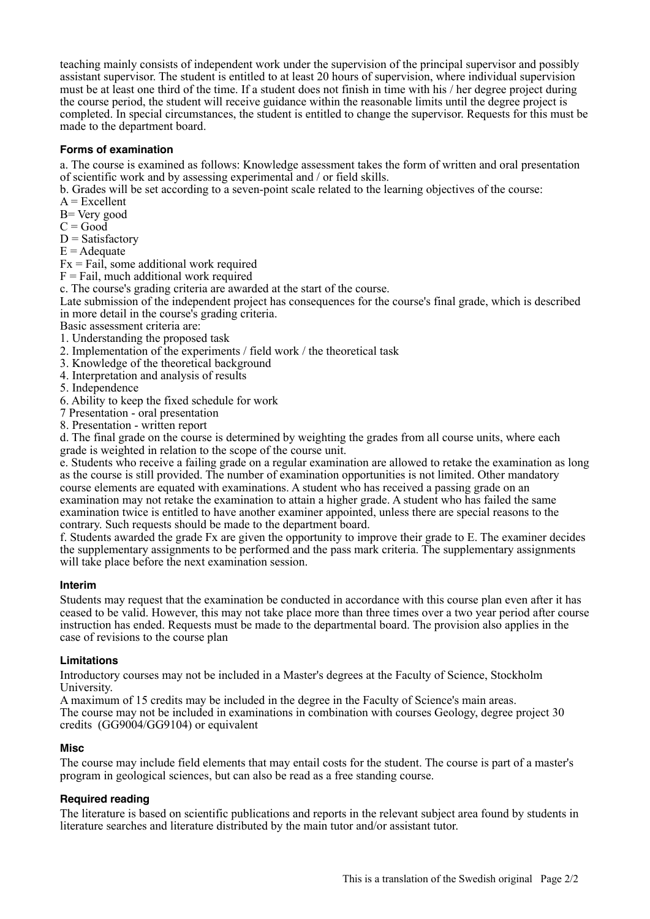teaching mainly consists of independent work under the supervision of the principal supervisor and possibly assistant supervisor. The student is entitled to at least 20 hours of supervision, where individual supervision must be at least one third of the time. If a student does not finish in time with his / her degree project during the course period, the student will receive guidance within the reasonable limits until the degree project is completed. In special circumstances, the student is entitled to change the supervisor. Requests for this must be made to the department board.

**Forms of examination**

a. The course is examined as follows: Knowledge assessment takes the form of written and oral presentation of scientific work and by assessing experimental and / or field skills.
b. Grades will be set according to a seven-point scale related to the learning objectives of the course:
A = Excellent
B= Very good
C = Good
D = Satisfactory
E = Adequate
Fx = Fail, some additional work required
F = Fail, much additional work required
c. The course's grading criteria are awarded at the start of the course.
Late submission of the independent project has consequences for the course's final grade, which is described in more detail in the course's grading criteria.
Basic assessment criteria are:
1. Understanding the proposed task
2. Implementation of the experiments / field work / the theoretical task
3. Knowledge of the theoretical background
4. Interpretation and analysis of results
5. Independence
6. Ability to keep the fixed schedule for work
7 Presentation - oral presentation
8. Presentation - written report
d. The final grade on the course is determined by weighting the grades from all course units, where each grade is weighted in relation to the scope of the course unit.
e. Students who receive a failing grade on a regular examination are allowed to retake the examination as long as the course is still provided. The number of examination opportunities is not limited. Other mandatory course elements are equated with examinations. A student who has received a passing grade on an examination may not retake the examination to attain a higher grade. A student who has failed the same examination twice is entitled to have another examiner appointed, unless there are special reasons to the contrary. Such requests should be made to the department board.
f. Students awarded the grade Fx are given the opportunity to improve their grade to E. The examiner decides the supplementary assignments to be performed and the pass mark criteria. The supplementary assignments will take place before the next examination session.

**Interim**

Students may request that the examination be conducted in accordance with this course plan even after it has ceased to be valid. However, this may not take place more than three times over a two year period after course instruction has ended. Requests must be made to the departmental board. The provision also applies in the case of revisions to the course plan

**Limitations**

Introductory courses may not be included in a Master's degrees at the Faculty of Science, Stockholm University.
A maximum of 15 credits may be included in the degree in the Faculty of Science's main areas.
The course may not be included in examinations in combination with courses Geology, degree project 30 credits (GG9004/GG9104) or equivalent

**Misc**

The course may include field elements that may entail costs for the student. The course is part of a master's program in geological sciences, but can also be read as a free standing course.

**Required reading**

The literature is based on scientific publications and reports in the relevant subject area found by students in literature searches and literature distributed by the main tutor and/or assistant tutor.

This is a translation of the Swedish original